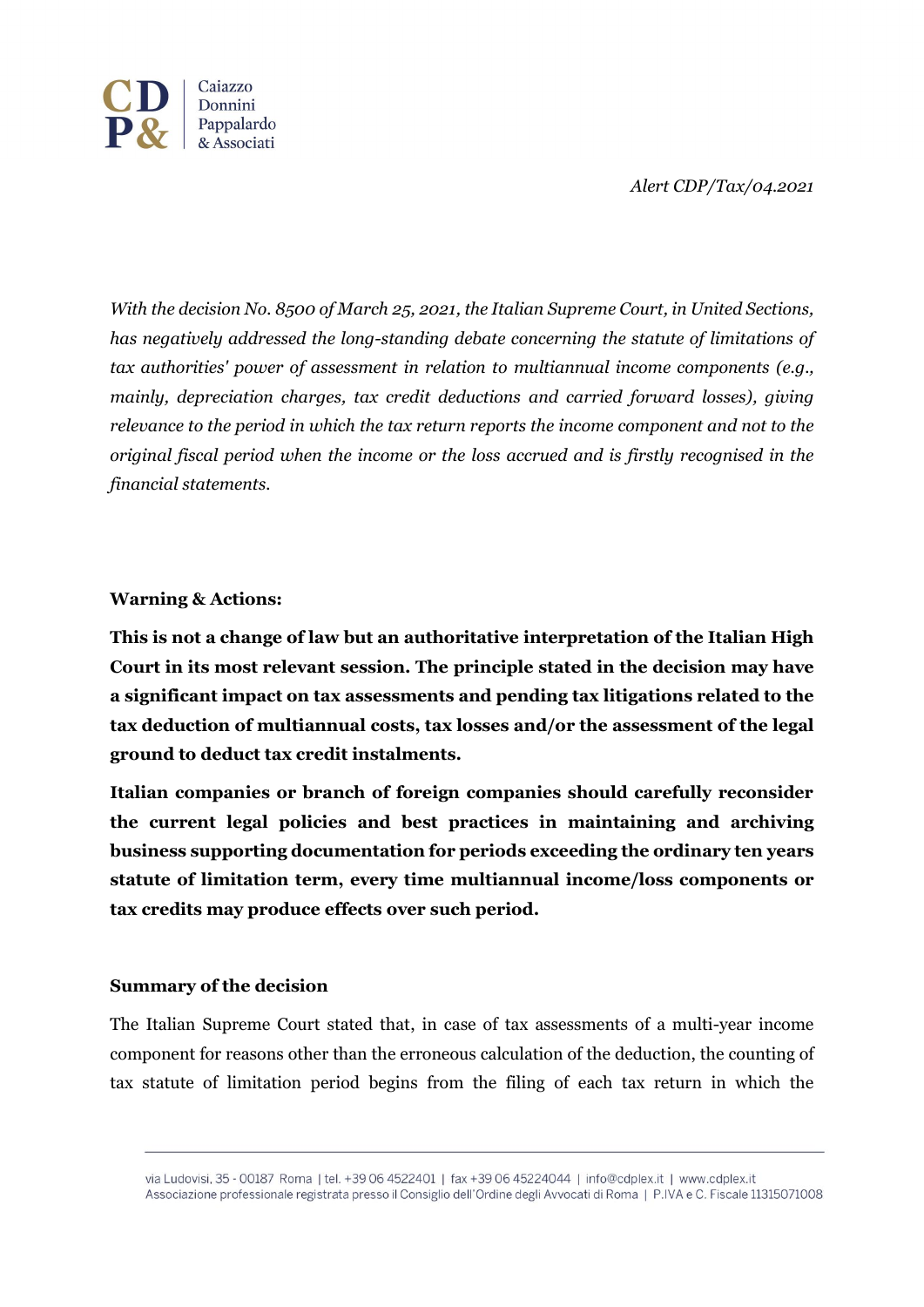*Alert CDP/Tax/04.2021*

*With the decision No. 8500 of March 25, 2021, the Italian Supreme Court, in United Sections, has negatively addressed the long-standing debate concerning the statute of limitations of tax authorities' power of assessment in relation to multiannual income components (e.g., mainly, depreciation charges, tax credit deductions and carried forward losses), giving relevance to the period in which the tax return reports the income component and not to the original fiscal period when the income or the loss accrued and is firstly recognised in the financial statements.*

**Warning & Actions:**

**This is not a change of law but an authoritative interpretation of the Italian High Court in its most relevant session. The principle stated in the decision may have a significant impact on tax assessments and pending tax litigations related to the tax deduction of multiannual costs, tax losses and/or the assessment of the legal ground to deduct tax credit instalments.**

**Italian companies or branch of foreign companies should carefully reconsider the current legal policies and best practices in maintaining and archiving business supporting documentation for periods exceeding the ordinary ten years statute of limitation term, every time multiannual income/loss components or tax credits may produce effects over such period.**

**Summary of the decision**

The Italian Supreme Court stated that, in case of tax assessments of a multi-year income component for reasons other than the erroneous calculation of the deduction, the counting of tax statute of limitation period begins from the filing of each tax return in which the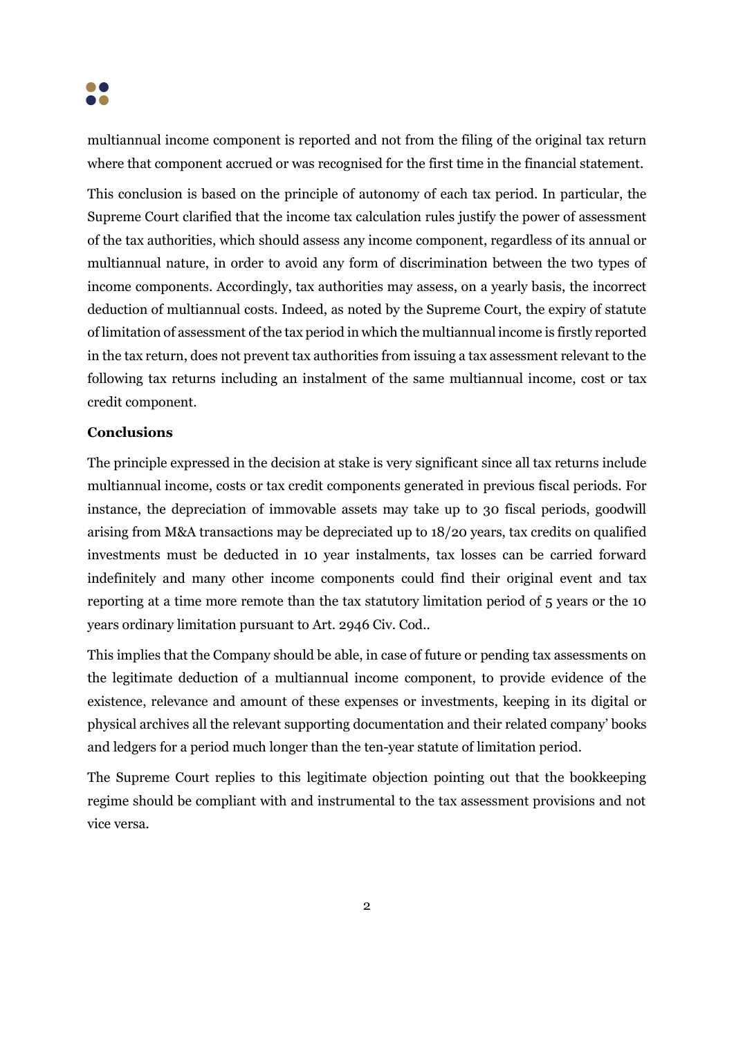multiannual income component is reported and not from the filing of the original tax return where that component accrued or was recognised for the first time in the financial statement.

This conclusion is based on the principle of autonomy of each tax period. In particular, the Supreme Court clarified that the income tax calculation rules justify the power of assessment of the tax authorities, which should assess any income component, regardless of its annual or multiannual nature, in order to avoid any form of discrimination between the two types of income components. Accordingly, tax authorities may assess, on a yearly basis, the incorrect deduction of multiannual costs. Indeed, as noted by the Supreme Court, the expiry of statute of limitation of assessment of the tax period in which the multiannual income is firstly reported in the tax return, does not prevent tax authorities from issuing a tax assessment relevant to the following tax returns including an instalment of the same multiannual income, cost or tax credit component.

**Conclusions**

The principle expressed in the decision at stake is very significant since all tax returns include multiannual income, costs or tax credit components generated in previous fiscal periods. For instance, the depreciation of immovable assets may take up to 30 fiscal periods, goodwill arising from M&A transactions may be depreciated up to 18/20 years, tax credits on qualified investments must be deducted in 10 year instalments, tax losses can be carried forward indefinitely and many other income components could find their original event and tax reporting at a time more remote than the tax statutory limitation period of 5 years or the 10 years ordinary limitation pursuant to Art. 2946 Civ. Cod..

This implies that the Company should be able, in case of future or pending tax assessments on the legitimate deduction of a multiannual income component, to provide evidence of the existence, relevance and amount of these expenses or investments, keeping in its digital or physical archives all the relevant supporting documentation and their related company' books and ledgers for a period much longer than the ten-year statute of limitation period.

The Supreme Court replies to this legitimate objection pointing out that the bookkeeping regime should be compliant with and instrumental to the tax assessment provisions and not vice versa.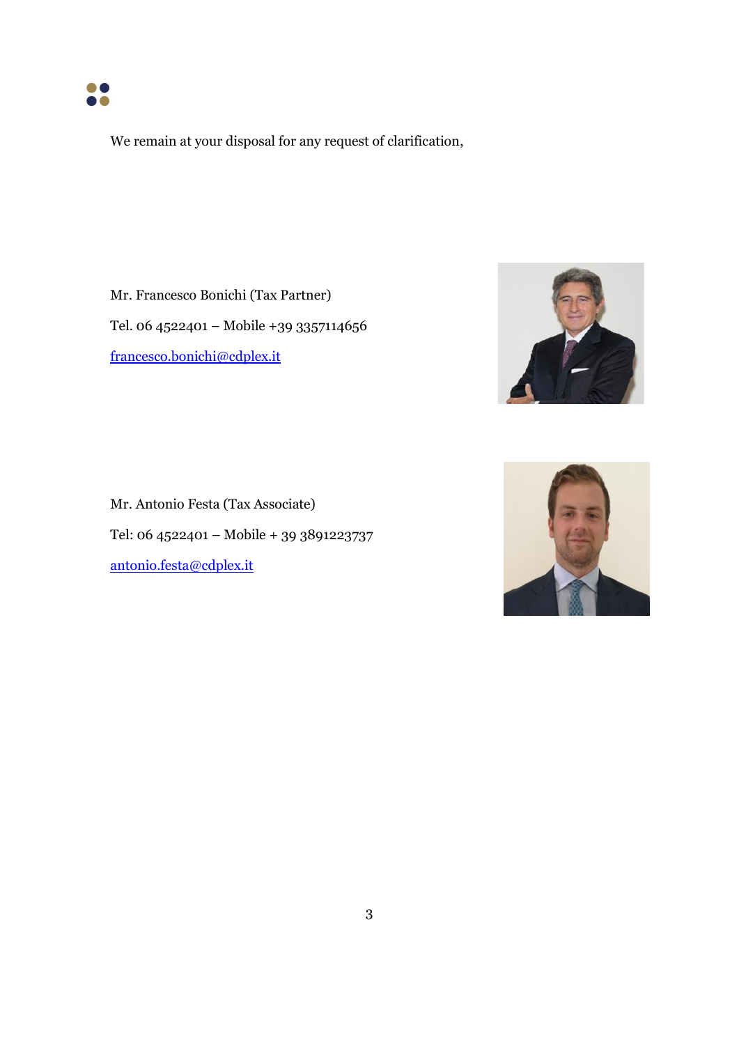We remain at your disposal for any request of clarification,

Mr. Francesco Bonichi (Tax Partner)

Tel. 06 4522401 – Mobile +39 3357114656

francesco.bonichi@cdplex.it

Mr. Antonio Festa (Tax Associate)

Tel: 06 4522401 – Mobile + 39 3891223737

antonio.festa@cdplex.it